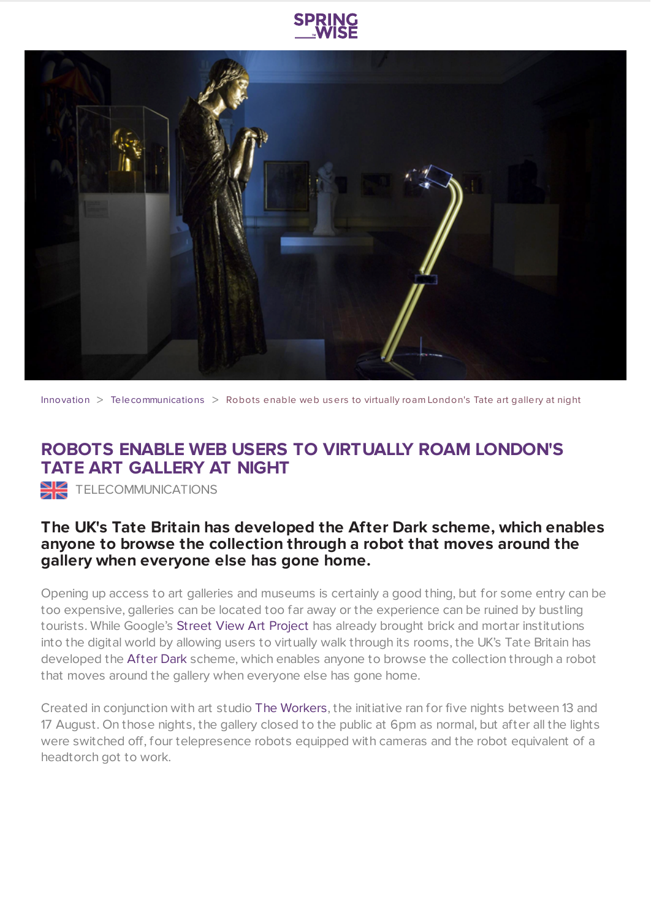Innovation > Telecommunications > Robots enable web users to virtually roam London's Tate art gallery at night

# ROBOTS ENABLE WEB USERS TO VIRTUALLY ROAM LONDON'S TATE ART GALLERY AT NIGHT

TELECOMMUNICATIONS

### The UK's Tate Britain has developed the After Dark scheme, which enables anyone to browse the collection through a robot that moves around the gallery when everyone else has gone home.

Opening up access to art galleries and museums is certainly a good thing, but for some entry can be too expensive, galleries can be located too far away or the experience can be ruined by bustling tourists. While Google's Street View Art Project has already brought brick and mortar institutions into the digital world by allowing users to virtually walk through its rooms, the UK's Tate Britain has developed the After Dark scheme, which enables anyone to browse the collection through a robot that moves around the gallery when everyone else has gone home.

Created in conjunction with art studio The Workers, the initiative ran for five nights between 13 and 17 August. On those nights, the gallery closed to the public at 6pm as normal, but after all the lights were switched off, four telepresence robots equipped with cameras and the robot equivalent of a headtorch got to work.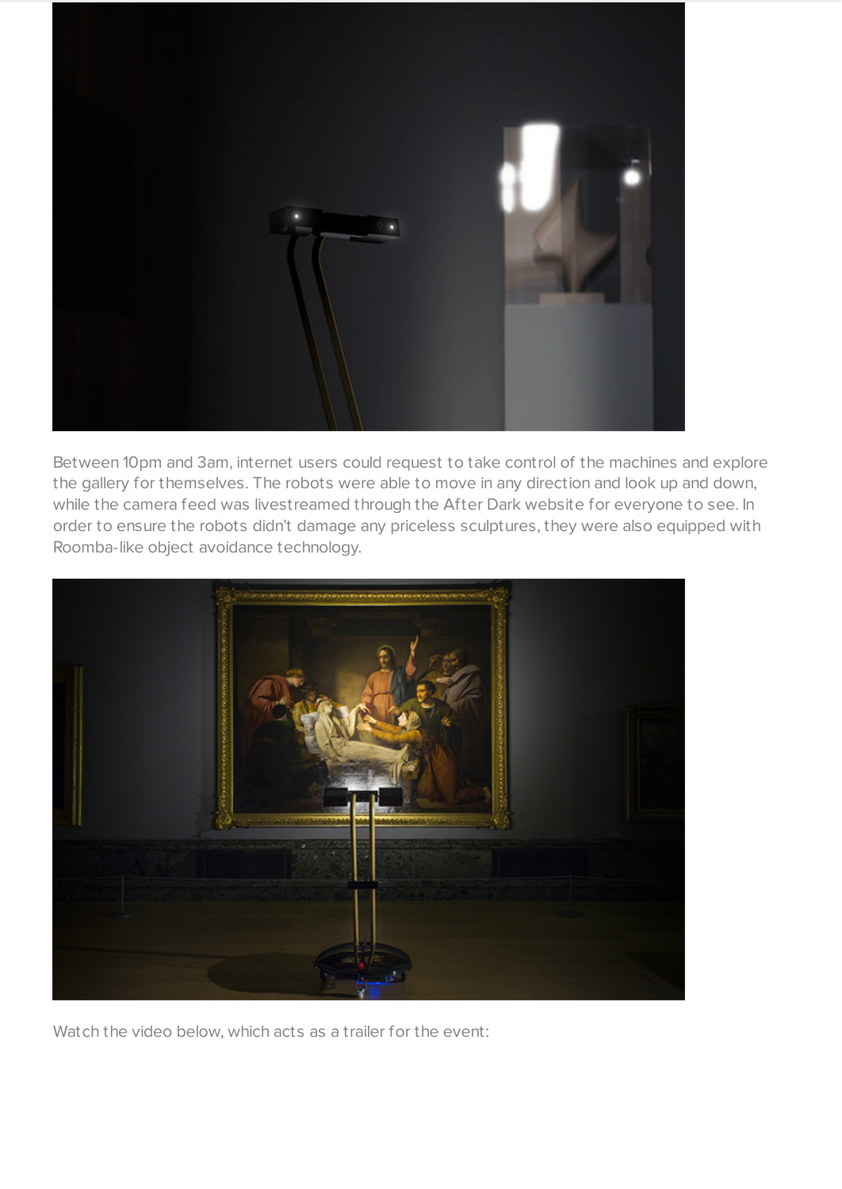Between 10pm and 3am, internet users could request to take control of the machines and explore the gallery for themselves. The robots were able to move in any direction and look up and down, while the camera feed was livestreamed through the After Dark website for everyone to see. In order to ensure the robots didn't damage any priceless sculptures, they were also equipped with Roomba-like object avoidance technology.

Watch the video below, which acts as a trailer for the event: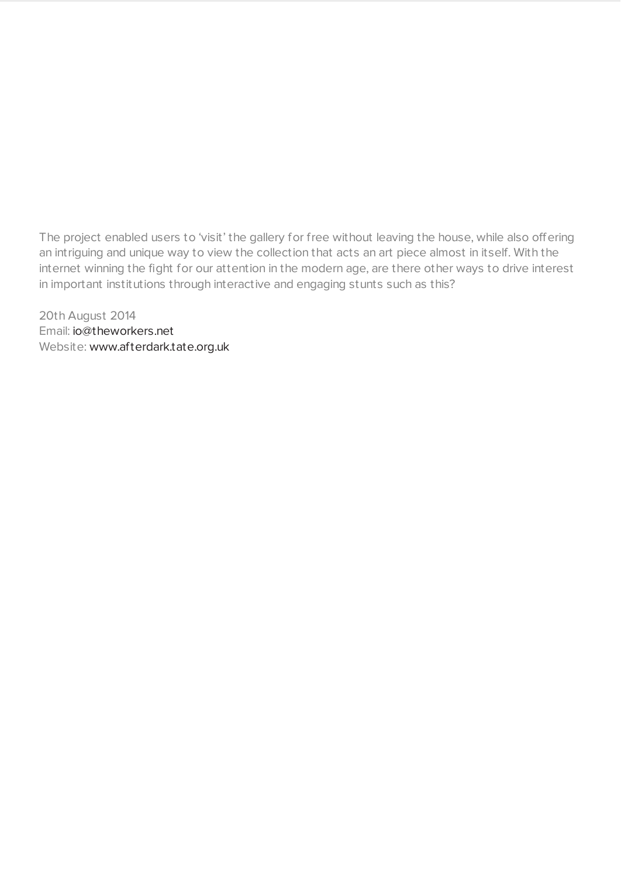The project enabled users to 'visit' the gallery for free without leaving the house, while also offering an intriguing and unique way to view the collection that acts an art piece almost in itself. With the internet winning the fight for our attention in the modern age, are there other ways to drive interest in important institutions through interactive and engaging stunts such as this?

20th August 2014
Email: io@theworkers.net
Website: www.afterdark.tate.org.uk